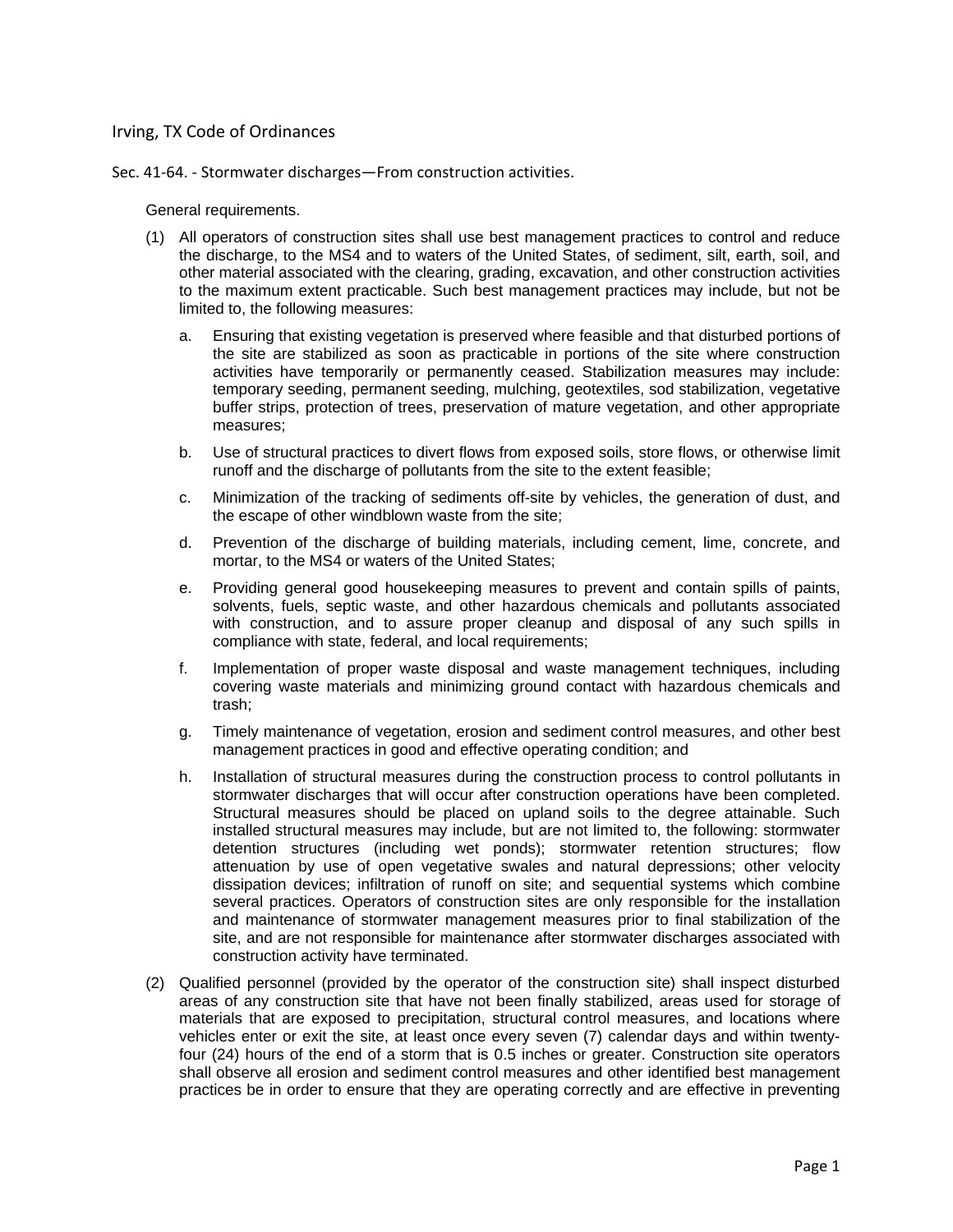Irving, TX Code of Ordinances

Sec. 41-64. - Stormwater discharges—From construction activities.

General requirements.

(1) All operators of construction sites shall use best management practices to control and reduce the discharge, to the MS4 and to waters of the United States, of sediment, silt, earth, soil, and other material associated with the clearing, grading, excavation, and other construction activities to the maximum extent practicable. Such best management practices may include, but not be limited to, the following measures:

   a. Ensuring that existing vegetation is preserved where feasible and that disturbed portions of the site are stabilized as soon as practicable in portions of the site where construction activities have temporarily or permanently ceased. Stabilization measures may include: temporary seeding, permanent seeding, mulching, geotextiles, sod stabilization, vegetative buffer strips, protection of trees, preservation of mature vegetation, and other appropriate measures;

   b. Use of structural practices to divert flows from exposed soils, store flows, or otherwise limit runoff and the discharge of pollutants from the site to the extent feasible;

   c. Minimization of the tracking of sediments off-site by vehicles, the generation of dust, and the escape of other windblown waste from the site;

   d. Prevention of the discharge of building materials, including cement, lime, concrete, and mortar, to the MS4 or waters of the United States;

   e. Providing general good housekeeping measures to prevent and contain spills of paints, solvents, fuels, septic waste, and other hazardous chemicals and pollutants associated with construction, and to assure proper cleanup and disposal of any such spills in compliance with state, federal, and local requirements;

   f. Implementation of proper waste disposal and waste management techniques, including covering waste materials and minimizing ground contact with hazardous chemicals and trash;

   g. Timely maintenance of vegetation, erosion and sediment control measures, and other best management practices in good and effective operating condition; and

   h. Installation of structural measures during the construction process to control pollutants in stormwater discharges that will occur after construction operations have been completed. Structural measures should be placed on upland soils to the degree attainable. Such installed structural measures may include, but are not limited to, the following: stormwater detention structures (including wet ponds); stormwater retention structures; flow attenuation by use of open vegetative swales and natural depressions; other velocity dissipation devices; infiltration of runoff on site; and sequential systems which combine several practices. Operators of construction sites are only responsible for the installation and maintenance of stormwater management measures prior to final stabilization of the site, and are not responsible for maintenance after stormwater discharges associated with construction activity have terminated.

(2) Qualified personnel (provided by the operator of the construction site) shall inspect disturbed areas of any construction site that have not been finally stabilized, areas used for storage of materials that are exposed to precipitation, structural control measures, and locations where vehicles enter or exit the site, at least once every seven (7) calendar days and within twenty-four (24) hours of the end of a storm that is 0.5 inches or greater. Construction site operators shall observe all erosion and sediment control measures and other identified best management practices be in order to ensure that they are operating correctly and are effective in preventing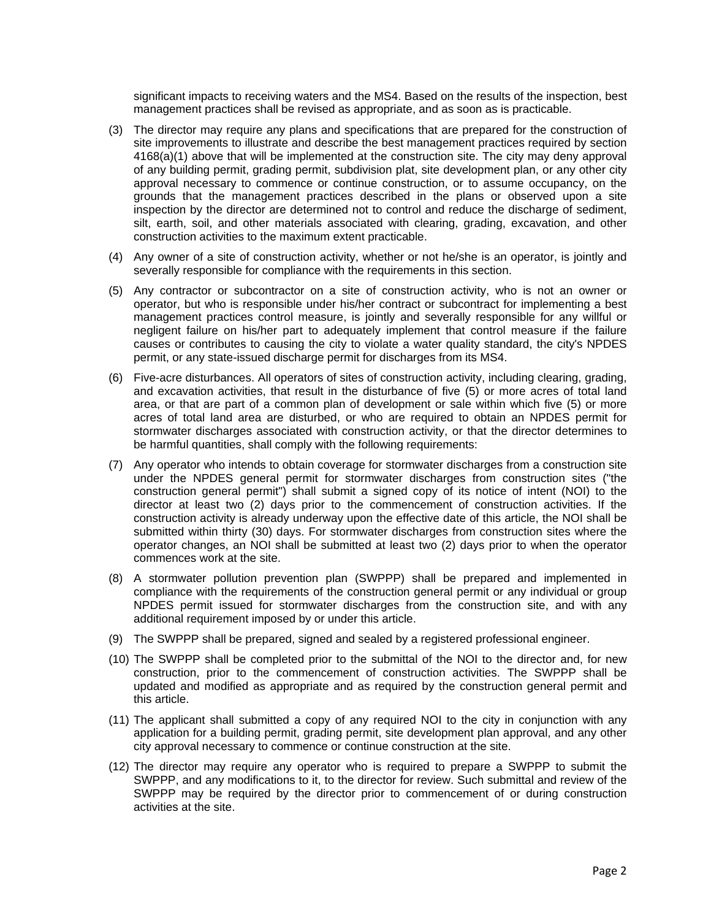significant impacts to receiving waters and the MS4. Based on the results of the inspection, best management practices shall be revised as appropriate, and as soon as is practicable.

(3) The director may require any plans and specifications that are prepared for the construction of site improvements to illustrate and describe the best management practices required by section 4168(a)(1) above that will be implemented at the construction site. The city may deny approval of any building permit, grading permit, subdivision plat, site development plan, or any other city approval necessary to commence or continue construction, or to assume occupancy, on the grounds that the management practices described in the plans or observed upon a site inspection by the director are determined not to control and reduce the discharge of sediment, silt, earth, soil, and other materials associated with clearing, grading, excavation, and other construction activities to the maximum extent practicable.

(4) Any owner of a site of construction activity, whether or not he/she is an operator, is jointly and severally responsible for compliance with the requirements in this section.

(5) Any contractor or subcontractor on a site of construction activity, who is not an owner or operator, but who is responsible under his/her contract or subcontract for implementing a best management practices control measure, is jointly and severally responsible for any willful or negligent failure on his/her part to adequately implement that control measure if the failure causes or contributes to causing the city to violate a water quality standard, the city's NPDES permit, or any state-issued discharge permit for discharges from its MS4.

(6) Five-acre disturbances. All operators of sites of construction activity, including clearing, grading, and excavation activities, that result in the disturbance of five (5) or more acres of total land area, or that are part of a common plan of development or sale within which five (5) or more acres of total land area are disturbed, or who are required to obtain an NPDES permit for stormwater discharges associated with construction activity, or that the director determines to be harmful quantities, shall comply with the following requirements:

(7) Any operator who intends to obtain coverage for stormwater discharges from a construction site under the NPDES general permit for stormwater discharges from construction sites ("the construction general permit") shall submit a signed copy of its notice of intent (NOI) to the director at least two (2) days prior to the commencement of construction activities. If the construction activity is already underway upon the effective date of this article, the NOI shall be submitted within thirty (30) days. For stormwater discharges from construction sites where the operator changes, an NOI shall be submitted at least two (2) days prior to when the operator commences work at the site.

(8) A stormwater pollution prevention plan (SWPPP) shall be prepared and implemented in compliance with the requirements of the construction general permit or any individual or group NPDES permit issued for stormwater discharges from the construction site, and with any additional requirement imposed by or under this article.

(9) The SWPPP shall be prepared, signed and sealed by a registered professional engineer.

(10) The SWPPP shall be completed prior to the submittal of the NOI to the director and, for new construction, prior to the commencement of construction activities. The SWPPP shall be updated and modified as appropriate and as required by the construction general permit and this article.

(11) The applicant shall submitted a copy of any required NOI to the city in conjunction with any application for a building permit, grading permit, site development plan approval, and any other city approval necessary to commence or continue construction at the site.

(12) The director may require any operator who is required to prepare a SWPPP to submit the SWPPP, and any modifications to it, to the director for review. Such submittal and review of the SWPPP may be required by the director prior to commencement of or during construction activities at the site.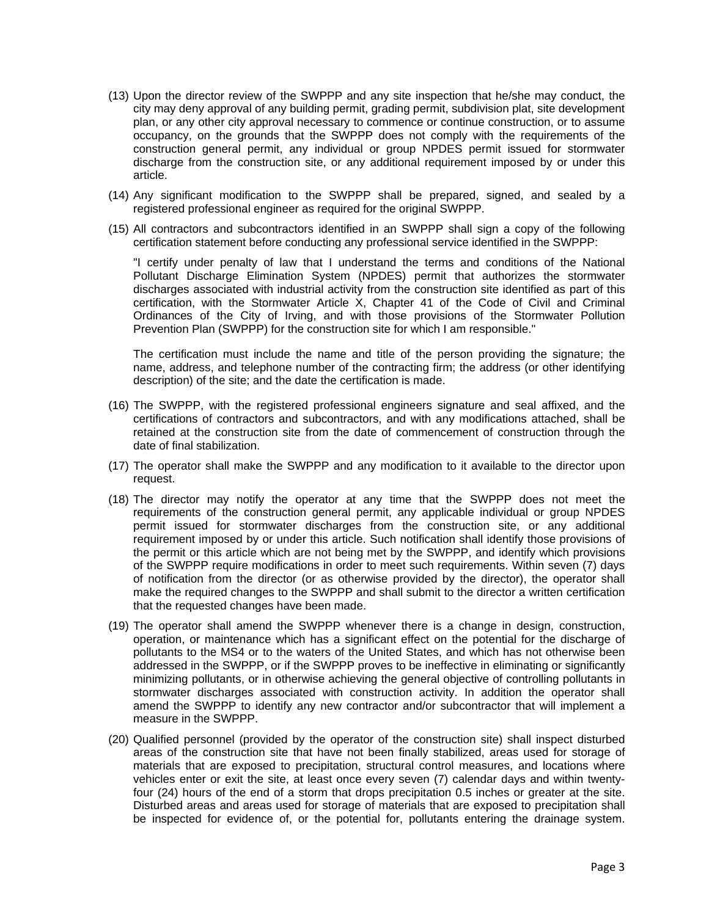(13) Upon the director review of the SWPPP and any site inspection that he/she may conduct, the city may deny approval of any building permit, grading permit, subdivision plat, site development plan, or any other city approval necessary to commence or continue construction, or to assume occupancy, on the grounds that the SWPPP does not comply with the requirements of the construction general permit, any individual or group NPDES permit issued for stormwater discharge from the construction site, or any additional requirement imposed by or under this article.

(14) Any significant modification to the SWPPP shall be prepared, signed, and sealed by a registered professional engineer as required for the original SWPPP.

(15) All contractors and subcontractors identified in an SWPPP shall sign a copy of the following certification statement before conducting any professional service identified in the SWPPP:

"I certify under penalty of law that I understand the terms and conditions of the National Pollutant Discharge Elimination System (NPDES) permit that authorizes the stormwater discharges associated with industrial activity from the construction site identified as part of this certification, with the Stormwater Article X, Chapter 41 of the Code of Civil and Criminal Ordinances of the City of Irving, and with those provisions of the Stormwater Pollution Prevention Plan (SWPPP) for the construction site for which I am responsible."

The certification must include the name and title of the person providing the signature; the name, address, and telephone number of the contracting firm; the address (or other identifying description) of the site; and the date the certification is made.

(16) The SWPPP, with the registered professional engineers signature and seal affixed, and the certifications of contractors and subcontractors, and with any modifications attached, shall be retained at the construction site from the date of commencement of construction through the date of final stabilization.

(17) The operator shall make the SWPPP and any modification to it available to the director upon request.

(18) The director may notify the operator at any time that the SWPPP does not meet the requirements of the construction general permit, any applicable individual or group NPDES permit issued for stormwater discharges from the construction site, or any additional requirement imposed by or under this article. Such notification shall identify those provisions of the permit or this article which are not being met by the SWPPP, and identify which provisions of the SWPPP require modifications in order to meet such requirements. Within seven (7) days of notification from the director (or as otherwise provided by the director), the operator shall make the required changes to the SWPPP and shall submit to the director a written certification that the requested changes have been made.

(19) The operator shall amend the SWPPP whenever there is a change in design, construction, operation, or maintenance which has a significant effect on the potential for the discharge of pollutants to the MS4 or to the waters of the United States, and which has not otherwise been addressed in the SWPPP, or if the SWPPP proves to be ineffective in eliminating or significantly minimizing pollutants, or in otherwise achieving the general objective of controlling pollutants in stormwater discharges associated with construction activity. In addition the operator shall amend the SWPPP to identify any new contractor and/or subcontractor that will implement a measure in the SWPPP.

(20) Qualified personnel (provided by the operator of the construction site) shall inspect disturbed areas of the construction site that have not been finally stabilized, areas used for storage of materials that are exposed to precipitation, structural control measures, and locations where vehicles enter or exit the site, at least once every seven (7) calendar days and within twenty-four (24) hours of the end of a storm that drops precipitation 0.5 inches or greater at the site. Disturbed areas and areas used for storage of materials that are exposed to precipitation shall be inspected for evidence of, or the potential for, pollutants entering the drainage system.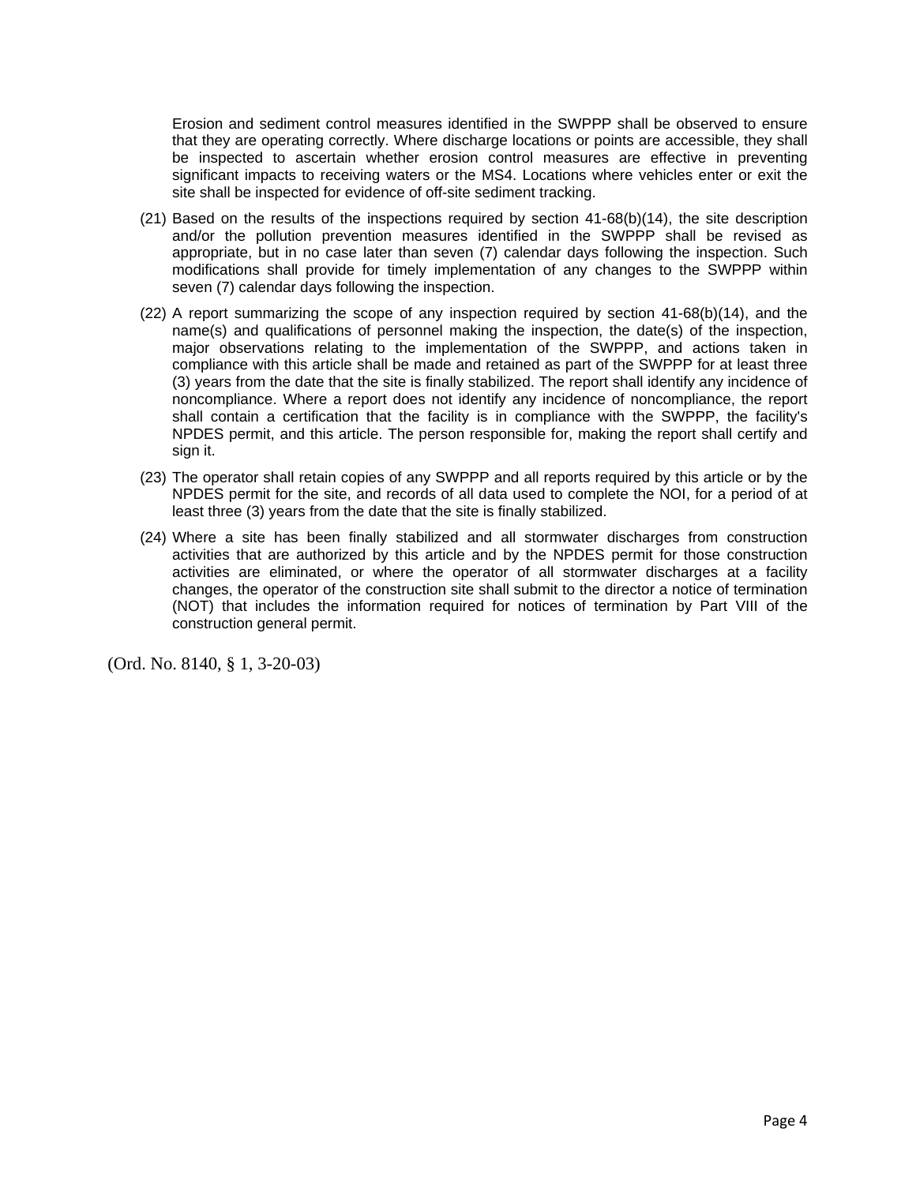Erosion and sediment control measures identified in the SWPPP shall be observed to ensure that they are operating correctly. Where discharge locations or points are accessible, they shall be inspected to ascertain whether erosion control measures are effective in preventing significant impacts to receiving waters or the MS4. Locations where vehicles enter or exit the site shall be inspected for evidence of off-site sediment tracking.

(21) Based on the results of the inspections required by section 41-68(b)(14), the site description and/or the pollution prevention measures identified in the SWPPP shall be revised as appropriate, but in no case later than seven (7) calendar days following the inspection. Such modifications shall provide for timely implementation of any changes to the SWPPP within seven (7) calendar days following the inspection.

(22) A report summarizing the scope of any inspection required by section 41-68(b)(14), and the name(s) and qualifications of personnel making the inspection, the date(s) of the inspection, major observations relating to the implementation of the SWPPP, and actions taken in compliance with this article shall be made and retained as part of the SWPPP for at least three (3) years from the date that the site is finally stabilized. The report shall identify any incidence of noncompliance. Where a report does not identify any incidence of noncompliance, the report shall contain a certification that the facility is in compliance with the SWPPP, the facility's NPDES permit, and this article. The person responsible for, making the report shall certify and sign it.

(23) The operator shall retain copies of any SWPPP and all reports required by this article or by the NPDES permit for the site, and records of all data used to complete the NOI, for a period of at least three (3) years from the date that the site is finally stabilized.

(24) Where a site has been finally stabilized and all stormwater discharges from construction activities that are authorized by this article and by the NPDES permit for those construction activities are eliminated, or where the operator of all stormwater discharges at a facility changes, the operator of the construction site shall submit to the director a notice of termination (NOT) that includes the information required for notices of termination by Part VIII of the construction general permit.

(Ord. No. 8140, § 1, 3-20-03)